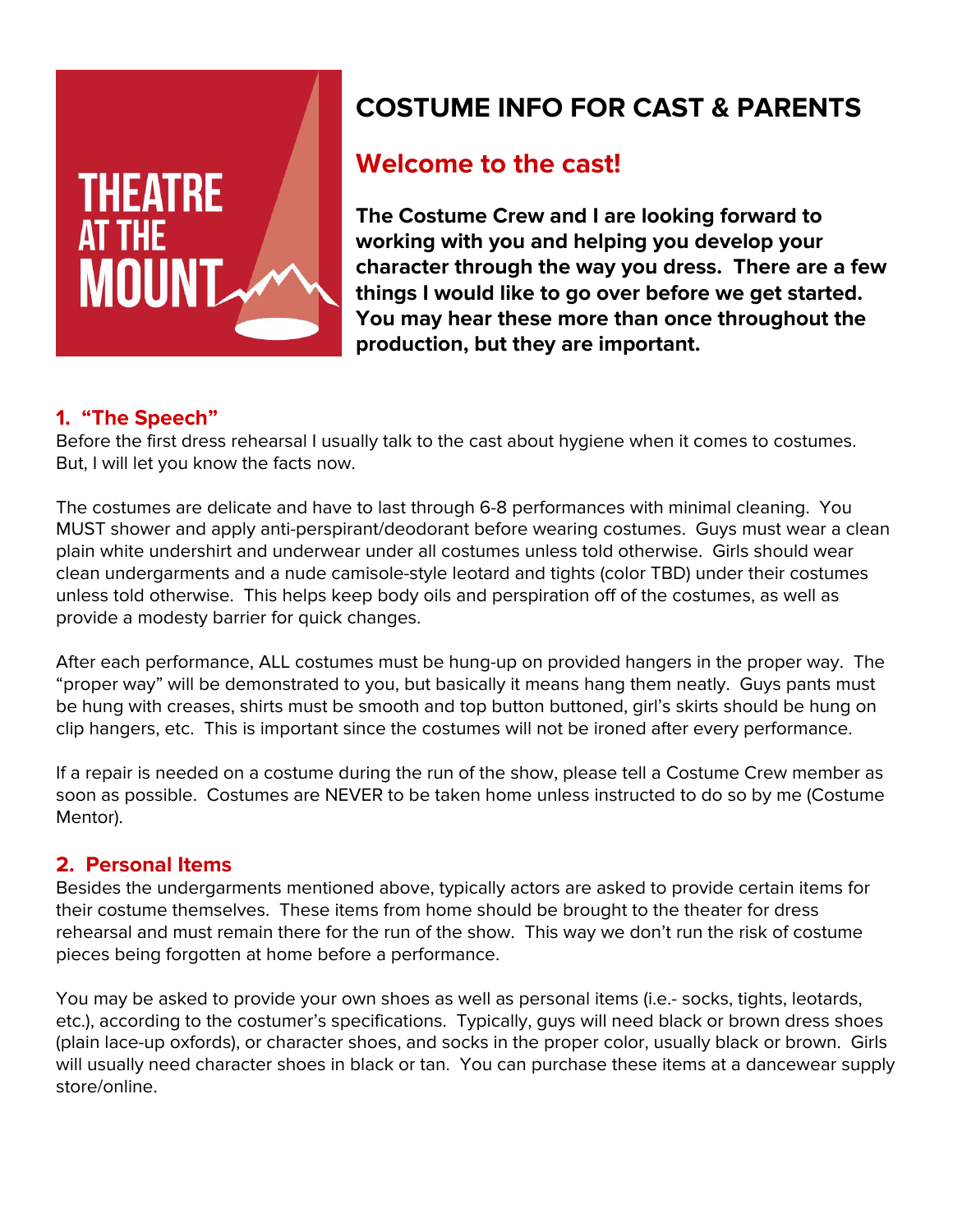THEATRE AT THE MOUNT

# COSTUME INFO FOR CAST & PARENTS

## Welcome to the cast!

**The Costume Crew and I are looking forward to working with you and helping you develop your character through the way you dress. There are a few things I would like to go over before we get started. You may hear these more than once throughout the production, but they are important.**

### 1. "The Speech"

Before the first dress rehearsal I usually talk to the cast about hygiene when it comes to costumes. But, I will let you know the facts now.

The costumes are delicate and have to last through 6-8 performances with minimal cleaning. You MUST shower and apply anti-perspirant/deodorant before wearing costumes. Guys must wear a clean plain white undershirt and underwear under all costumes unless told otherwise. Girls should wear clean undergarments and a nude camisole-style leotard and tights (color TBD) under their costumes unless told otherwise. This helps keep body oils and perspiration off of the costumes, as well as provide a modesty barrier for quick changes.

After each performance, ALL costumes must be hung-up on provided hangers in the proper way. The "proper way" will be demonstrated to you, but basically it means hang them neatly. Guys pants must be hung with creases, shirts must be smooth and top button buttoned, girl's skirts should be hung on clip hangers, etc. This is important since the costumes will not be ironed after every performance.

If a repair is needed on a costume during the run of the show, please tell a Costume Crew member as soon as possible. Costumes are NEVER to be taken home unless instructed to do so by me (Costume Mentor).

### 2. Personal Items

Besides the undergarments mentioned above, typically actors are asked to provide certain items for their costume themselves. These items from home should be brought to the theater for dress rehearsal and must remain there for the run of the show. This way we don't run the risk of costume pieces being forgotten at home before a performance.

You may be asked to provide your own shoes as well as personal items (i.e.- socks, tights, leotards, etc.), according to the costumer's specifications. Typically, guys will need black or brown dress shoes (plain lace-up oxfords), or character shoes, and socks in the proper color, usually black or brown. Girls will usually need character shoes in black or tan. You can purchase these items at a dancewear supply store/online.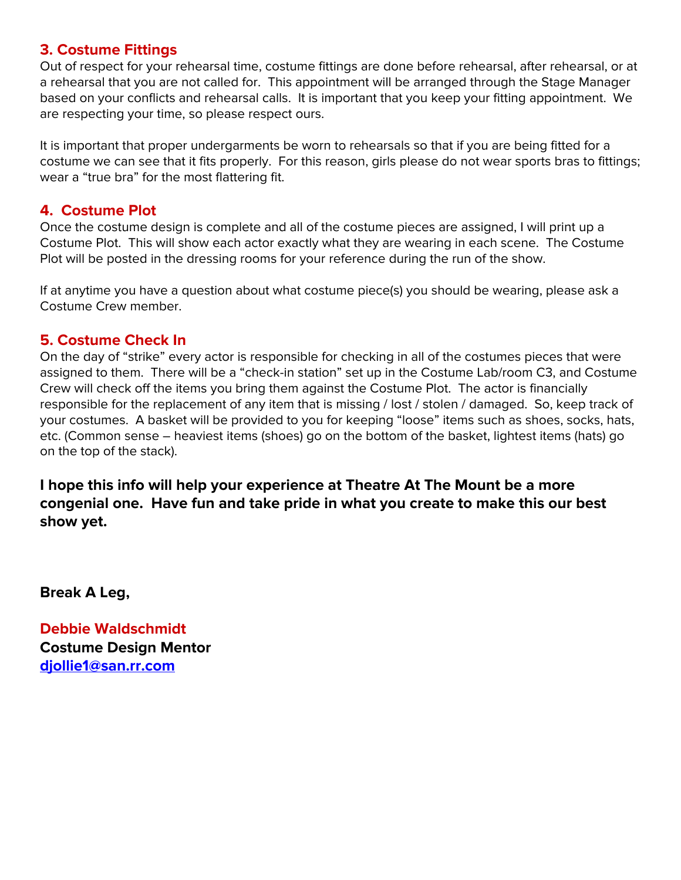## 3. Costume Fittings

Out of respect for your rehearsal time, costume fittings are done before rehearsal, after rehearsal, or at a rehearsal that you are not called for. This appointment will be arranged through the Stage Manager based on your conflicts and rehearsal calls. It is important that you keep your fitting appointment. We are respecting your time, so please respect ours.

It is important that proper undergarments be worn to rehearsals so that if you are being fitted for a costume we can see that it fits properly. For this reason, girls please do not wear sports bras to fittings; wear a "true bra" for the most flattering fit.

## 4. Costume Plot

Once the costume design is complete and all of the costume pieces are assigned, I will print up a Costume Plot. This will show each actor exactly what they are wearing in each scene. The Costume Plot will be posted in the dressing rooms for your reference during the run of the show.

If at anytime you have a question about what costume piece(s) you should be wearing, please ask a Costume Crew member.

## 5. Costume Check In

On the day of "strike" every actor is responsible for checking in all of the costumes pieces that were assigned to them. There will be a "check-in station" set up in the Costume Lab/room C3, and Costume Crew will check off the items you bring them against the Costume Plot. The actor is financially responsible for the replacement of any item that is missing / lost / stolen / damaged. So, keep track of your costumes. A basket will be provided to you for keeping "loose" items such as shoes, socks, hats, etc. (Common sense – heaviest items (shoes) go on the bottom of the basket, lightest items (hats) go on the top of the stack).

**I hope this info will help your experience at Theatre At The Mount be a more congenial one. Have fun and take pride in what you create to make this our best show yet.**

**Break A Leg,**

**Debbie Waldschmidt**
**Costume Design Mentor**
**djollie1@san.rr.com**